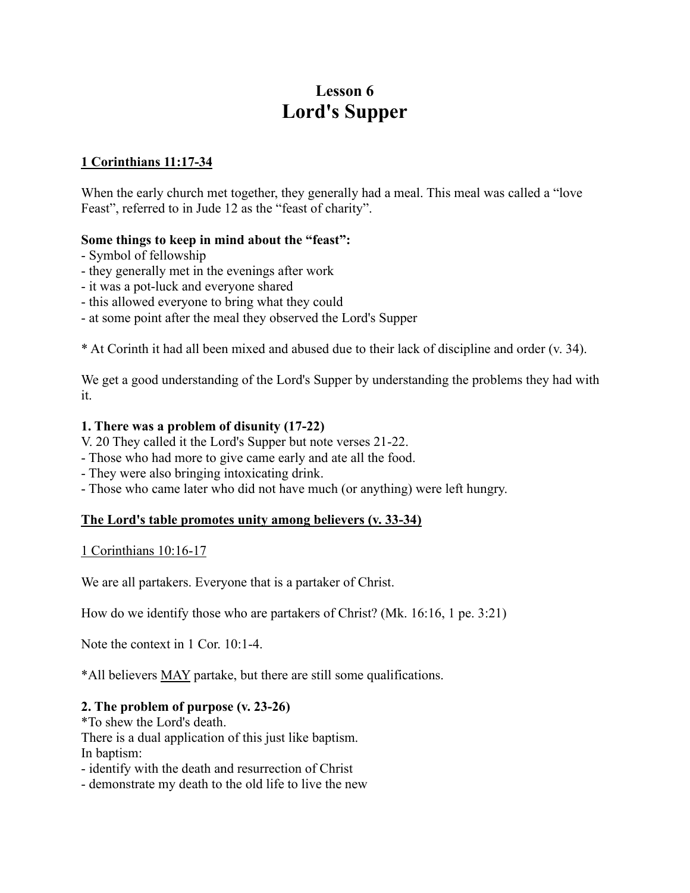# Lesson 6
# Lord's Supper

<u>**1 Corinthians 11:17-34**</u>

When the early church met together, they generally had a meal. This meal was called a "love Feast", referred to in Jude 12 as the "feast of charity".

**Some things to keep in mind about the "feast":**
- Symbol of fellowship
- they generally met in the evenings after work
- it was a pot-luck and everyone shared
- this allowed everyone to bring what they could
- at some point after the meal they observed the Lord's Supper

* At Corinth it had all been mixed and abused due to their lack of discipline and order (v. 34).

We get a good understanding of the Lord's Supper by understanding the problems they had with it.

**1. There was a problem of disunity (17-22)**
V. 20 They called it the Lord's Supper but note verses 21-22.
- Those who had more to give came early and ate all the food.
- They were also bringing intoxicating drink.
- Those who came later who did not have much (or anything) were left hungry.

<u>**The Lord's table promotes unity among believers (v. 33-34)**</u>

<u>1 Corinthians 10:16-17</u>

We are all partakers. Everyone that is a partaker of Christ.

How do we identify those who are partakers of Christ? (Mk. 16:16, 1 pe. 3:21)

Note the context in 1 Cor. 10:1-4.

*All believers <u>MAY</u> partake, but there are still some qualifications.

**2. The problem of purpose (v. 23-26)**
*To shew the Lord's death.
There is a dual application of this just like baptism.
In baptism:
- identify with the death and resurrection of Christ
- demonstrate my death to the old life to live the new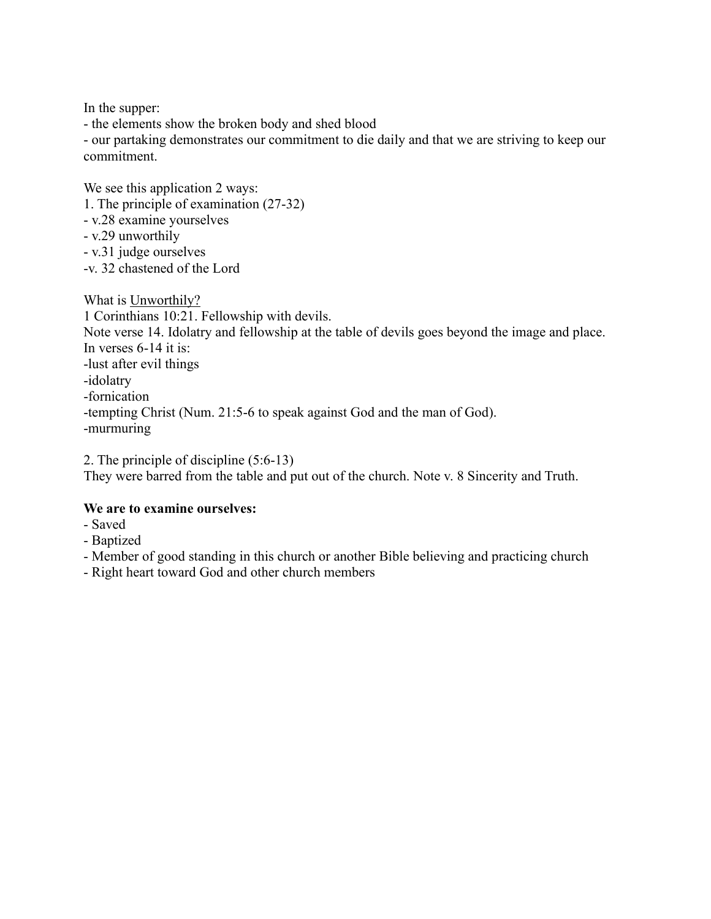In the supper:

- the elements show the broken body and shed blood
- our partaking demonstrates our commitment to die daily and that we are striving to keep our commitment.

We see this application 2 ways:

1. The principle of examination (27-32)

- v.28 examine yourselves
- v.29 unworthily
- v.31 judge ourselves
- v. 32 chastened of the Lord

What is <u>Unworthily?</u>

1 Corinthians 10:21. Fellowship with devils.

Note verse 14. Idolatry and fellowship at the table of devils goes beyond the image and place.

In verses 6-14 it is:

- lust after evil things
- idolatry
- fornication
- tempting Christ (Num. 21:5-6 to speak against God and the man of God).
- murmuring

2. The principle of discipline (5:6-13)

They were barred from the table and put out of the church. Note v. 8 Sincerity and Truth.

**We are to examine ourselves:**

- Saved
- Baptized
- Member of good standing in this church or another Bible believing and practicing church
- Right heart toward God and other church members